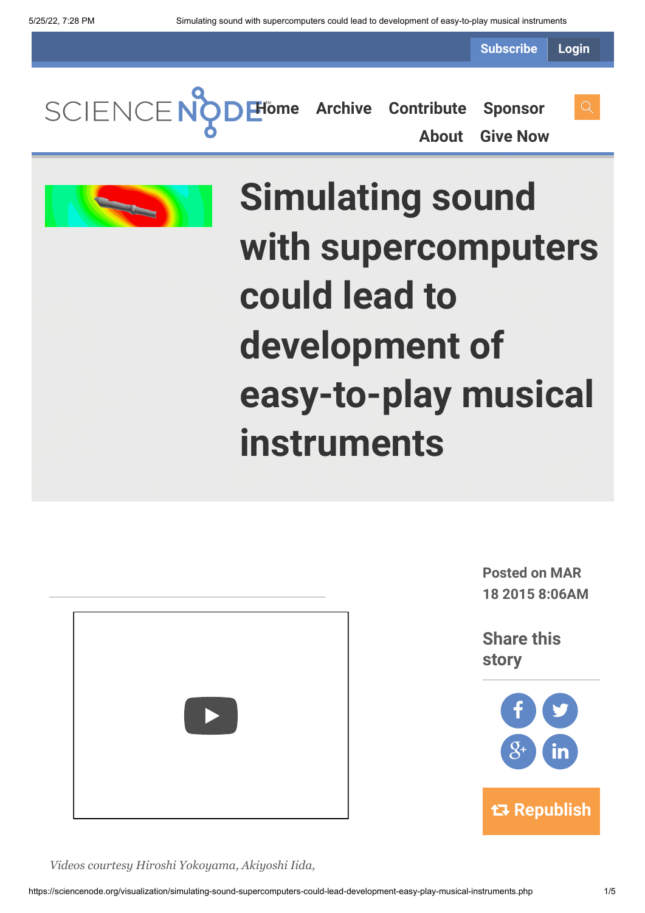# Simulating sound with supercomputers could lead to development of easy-to-play musical instruments

Posted on MAR 18 2015 8:06AM

*Videos courtesy Hiroshi Yokoyama, Akiyoshi Iida,*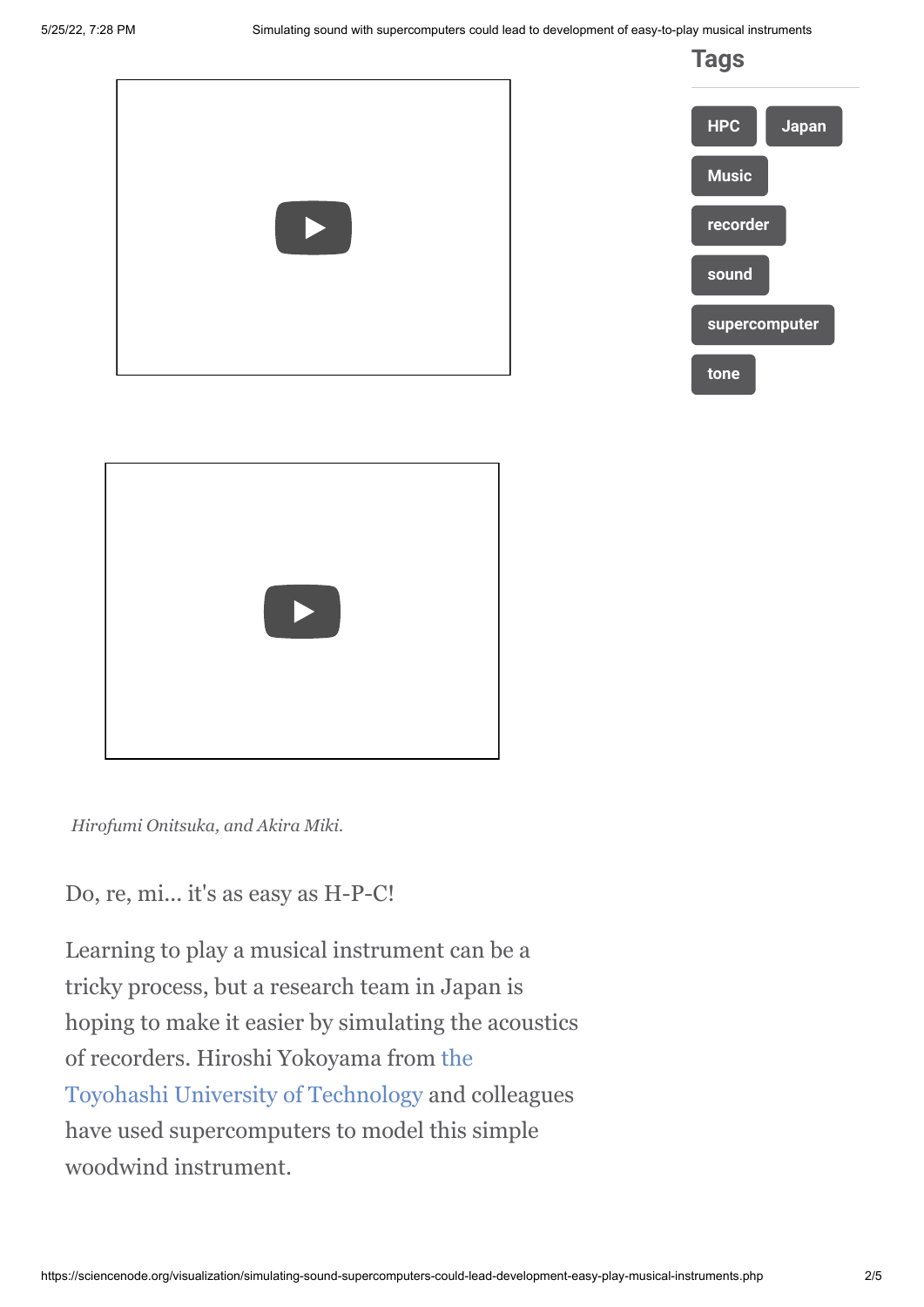## Tags

HPC

Japan

Music

recorder

sound

supercomputer

tone

*Hirofumi Onitsuka, and Akira Miki.*

Do, re, mi... it's as easy as H-P-C!

Learning to play a musical instrument can be a tricky process, but a research team in Japan is hoping to make it easier by simulating the acoustics of recorders. Hiroshi Yokoyama from the Toyohashi University of Technology and colleagues have used supercomputers to model this simple woodwind instrument.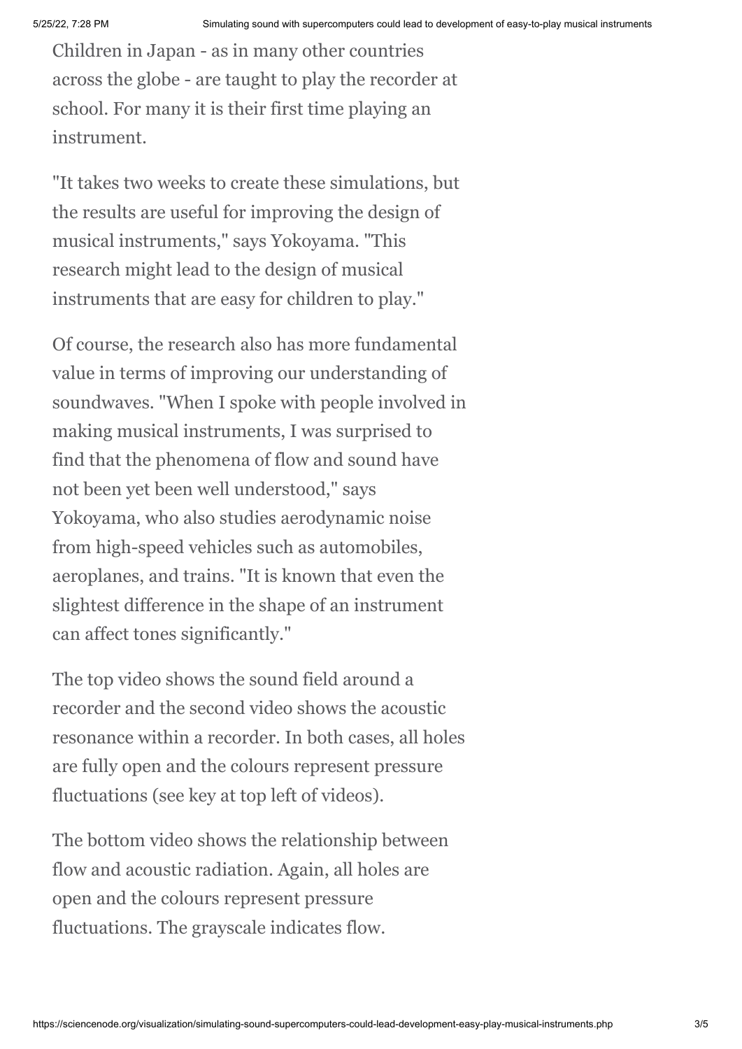Children in Japan - as in many other countries across the globe - are taught to play the recorder at school. For many it is their first time playing an instrument.

"It takes two weeks to create these simulations, but the results are useful for improving the design of musical instruments," says Yokoyama. "This research might lead to the design of musical instruments that are easy for children to play."

Of course, the research also has more fundamental value in terms of improving our understanding of soundwaves. "When I spoke with people involved in making musical instruments, I was surprised to find that the phenomena of flow and sound have not been yet been well understood," says Yokoyama, who also studies aerodynamic noise from high-speed vehicles such as automobiles, aeroplanes, and trains. "It is known that even the slightest difference in the shape of an instrument can affect tones significantly."

The top video shows the sound field around a recorder and the second video shows the acoustic resonance within a recorder. In both cases, all holes are fully open and the colours represent pressure fluctuations (see key at top left of videos).

The bottom video shows the relationship between flow and acoustic radiation. Again, all holes are open and the colours represent pressure fluctuations. The grayscale indicates flow.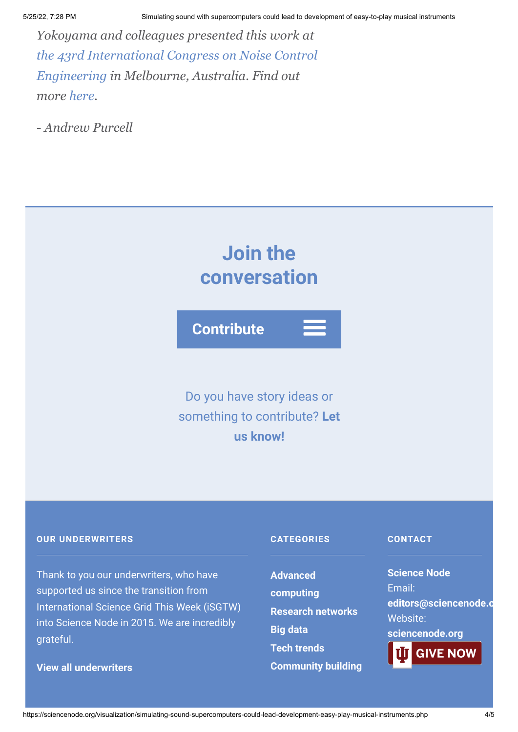*Yokoyama and colleagues presented this work at the 43rd International Congress on Noise Control Engineering in Melbourne, Australia. Find out more here.*

*- Andrew Purcell*

## Join the conversation

**Contribute**

Do you have story ideas or something to contribute? **Let us know!**

**OUR UNDERWRITERS**

Thank to you our underwriters, who have supported us since the transition from International Science Grid This Week (iSGTW) into Science Node in 2015. We are incredibly grateful.

**View all underwriters**

**CATEGORIES**

**Advanced computing**

**Research networks**

**Big data**

**Tech trends**

**Community building**

**CONTACT**

**Science Node**
Email:
**editors@sciencenode.o**
Website:
**sciencenode.org**

GIVE NOW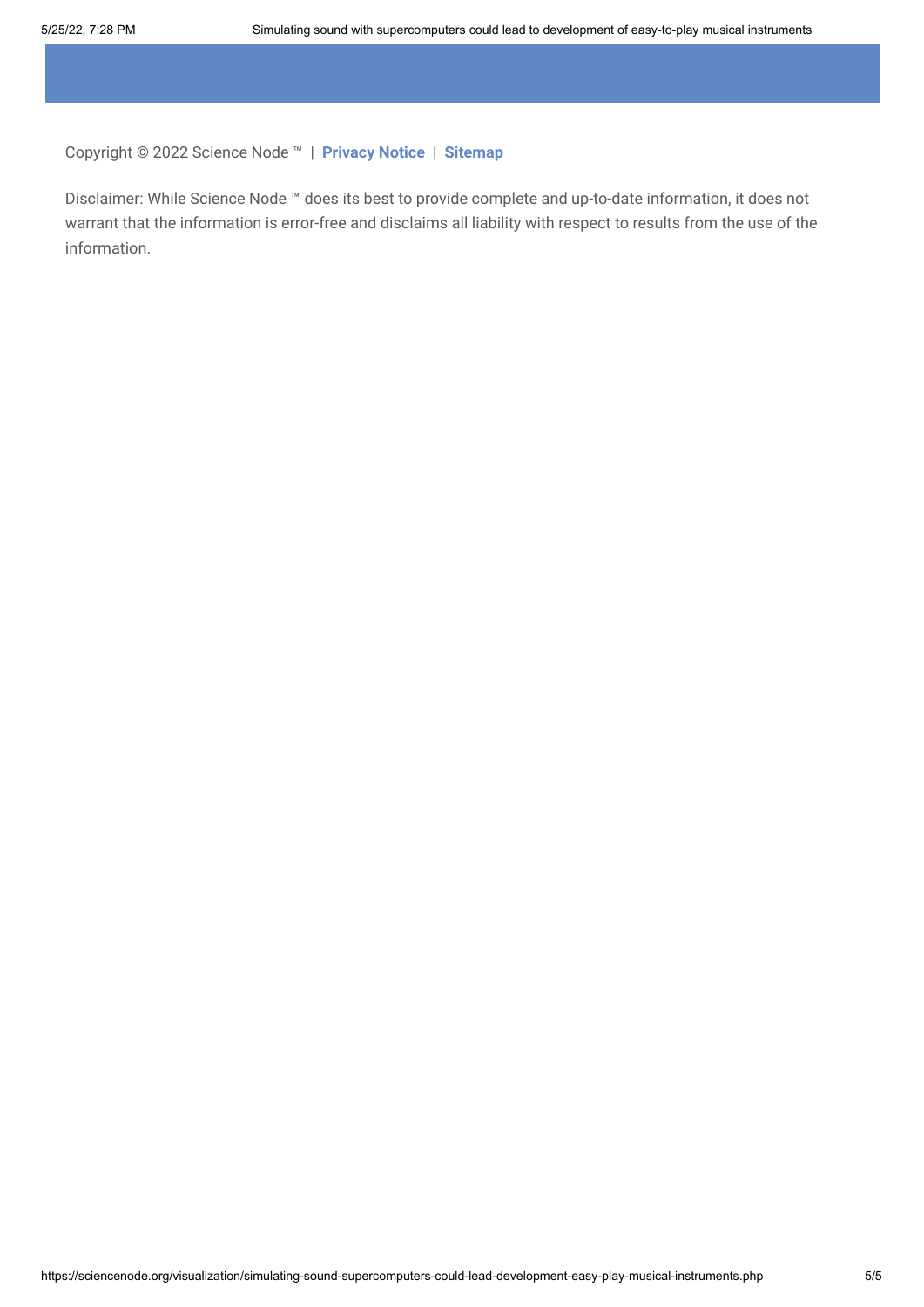Copyright © 2022 Science Node ™ | **Privacy Notice** | **Sitemap**

Disclaimer: While Science Node ™ does its best to provide complete and up-to-date information, it does not warrant that the information is error-free and disclaims all liability with respect to results from the use of the information.